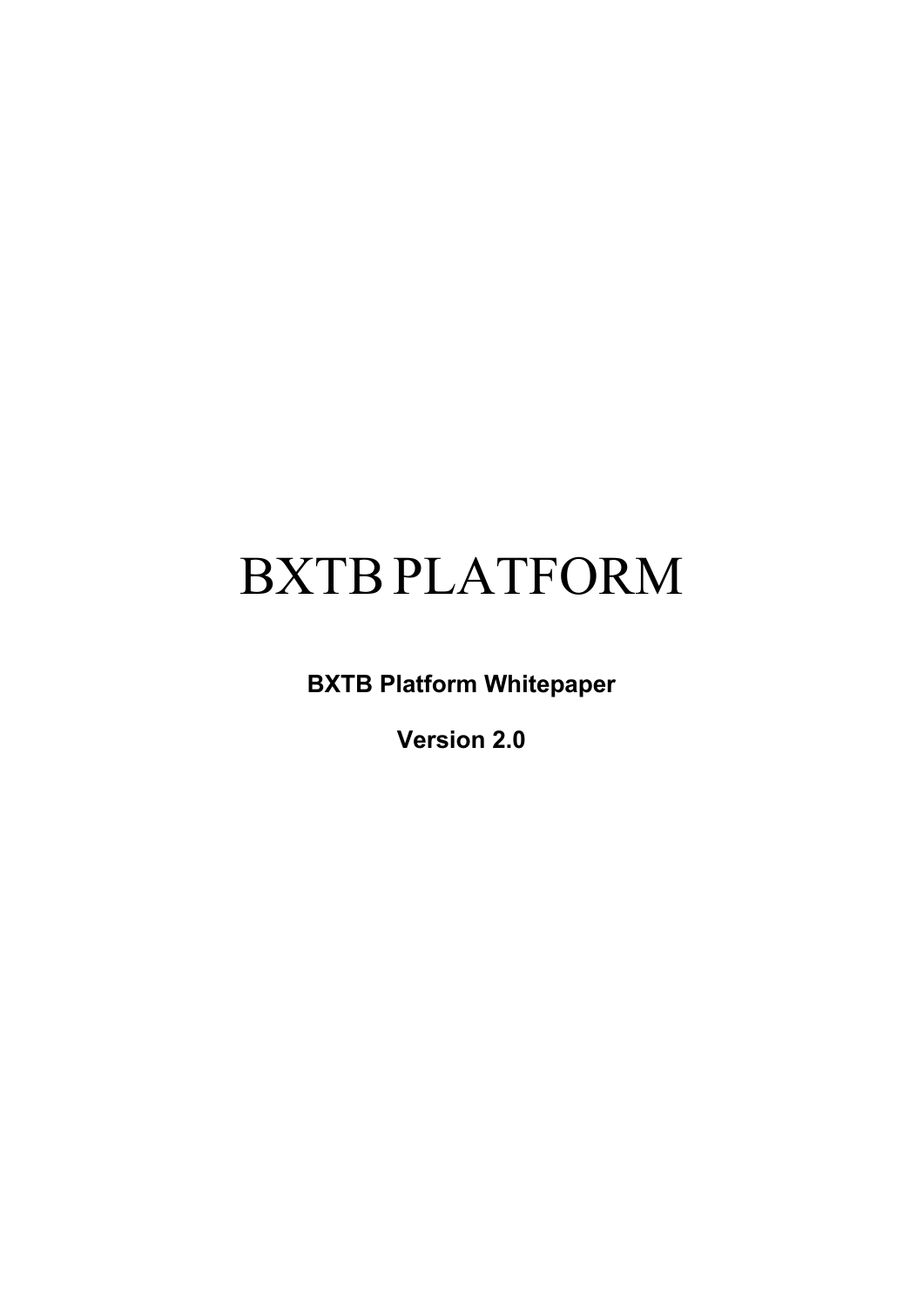# BXTB PLATFORM

**BXTB Platform Whitepaper**

**Version 2.0**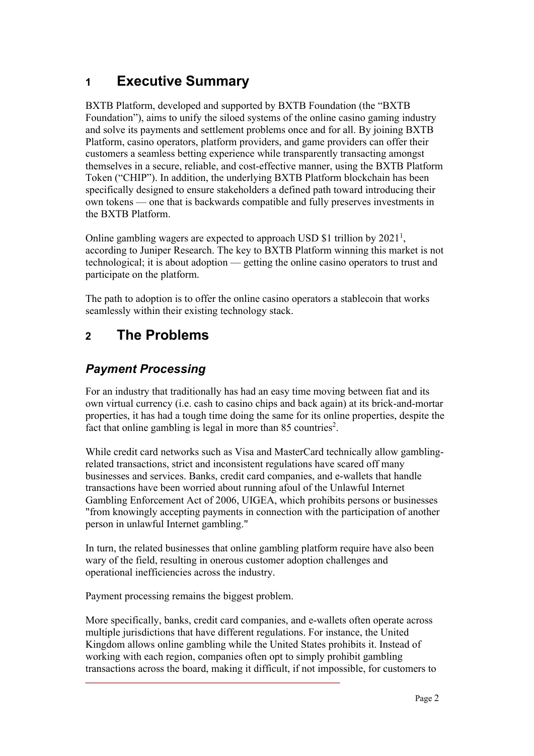# 1 Executive Summary

BXTB Platform, developed and supported by BXTB Foundation (the "BXTB Foundation"), aims to unify the siloed systems of the online casino gaming industry and solve its payments and settlement problems once and for all. By joining BXTB Platform, casino operators, platform providers, and game providers can offer their customers a seamless betting experience while transparently transacting amongst themselves in a secure, reliable, and cost-effective manner, using the BXTB Platform Token ("CHIP"). In addition, the underlying BXTB Platform blockchain has been specifically designed to ensure stakeholders a defined path toward introducing their own tokens — one that is backwards compatible and fully preserves investments in the BXTB Platform.

Online gambling wagers are expected to approach USD $1 trillion by 2021[1], according to Juniper Research. The key to BXTB Platform winning this market is not technological; it is about adoption — getting the online casino operators to trust and participate on the platform.

The path to adoption is to offer the online casino operators a stablecoin that works seamlessly within their existing technology stack.

# 2 The Problems

## *Payment Processing*

For an industry that traditionally has had an easy time moving between fiat and its own virtual currency (i.e. cash to casino chips and back again) at its brick-and-mortar properties, it has had a tough time doing the same for its online properties, despite the fact that online gambling is legal in more than 85 countries[2].

While credit card networks such as Visa and MasterCard technically allow gambling-related transactions, strict and inconsistent regulations have scared off many businesses and services. Banks, credit card companies, and e-wallets that handle transactions have been worried about running afoul of the Unlawful Internet Gambling Enforcement Act of 2006, UIGEA, which prohibits persons or businesses "from knowingly accepting payments in connection with the participation of another person in unlawful Internet gambling."

In turn, the related businesses that online gambling platform require have also been wary of the field, resulting in onerous customer adoption challenges and operational inefficiencies across the industry.

Payment processing remains the biggest problem.

More specifically, banks, credit card companies, and e-wallets often operate across multiple jurisdictions that have different regulations. For instance, the United Kingdom allows online gambling while the United States prohibits it. Instead of working with each region, companies often opt to simply prohibit gambling transactions across the board, making it difficult, if not impossible, for customers to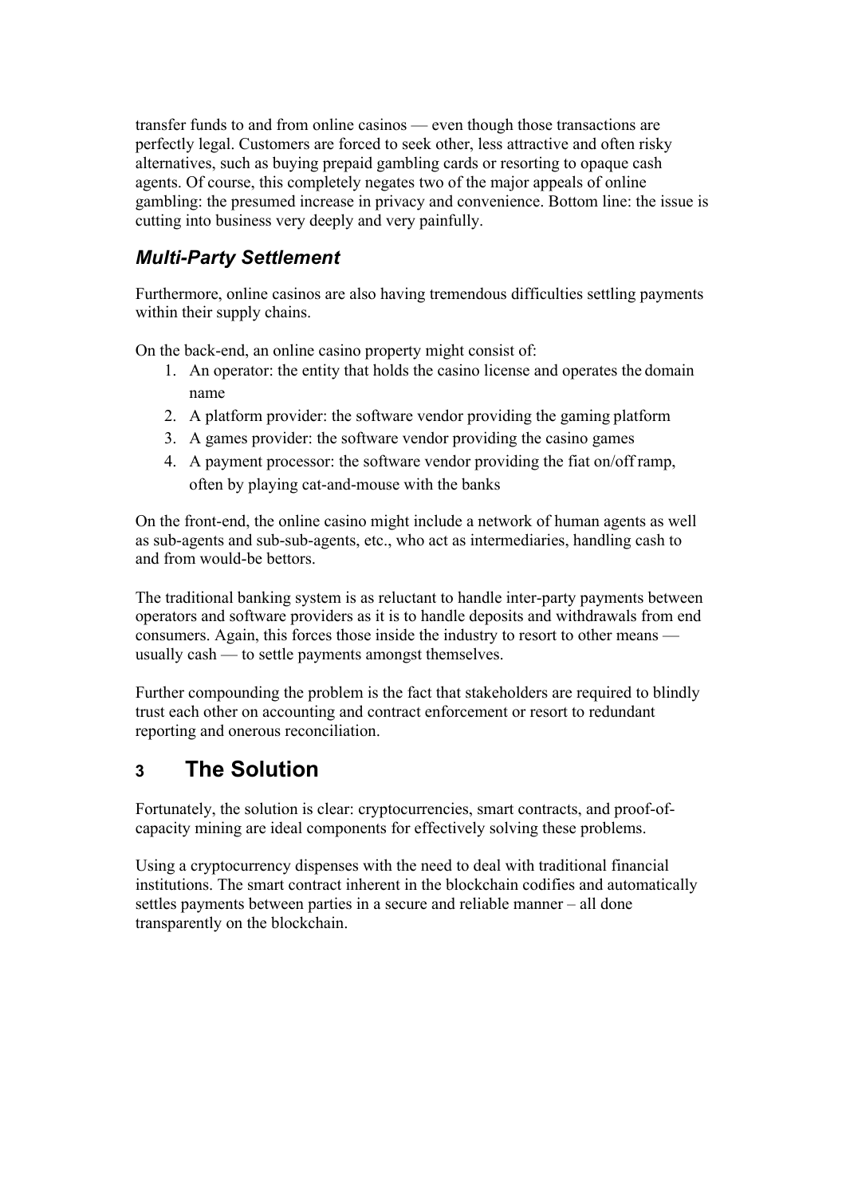transfer funds to and from online casinos — even though those transactions are perfectly legal. Customers are forced to seek other, less attractive and often risky alternatives, such as buying prepaid gambling cards or resorting to opaque cash agents. Of course, this completely negates two of the major appeals of online gambling: the presumed increase in privacy and convenience. Bottom line: the issue is cutting into business very deeply and very painfully.

### *Multi-Party Settlement*

Furthermore, online casinos are also having tremendous difficulties settling payments within their supply chains.

On the back-end, an online casino property might consist of:

1. An operator: the entity that holds the casino license and operates the domain name
2. A platform provider: the software vendor providing the gaming platform
3. A games provider: the software vendor providing the casino games
4. A payment processor: the software vendor providing the fiat on/off ramp, often by playing cat-and-mouse with the banks

On the front-end, the online casino might include a network of human agents as well as sub-agents and sub-sub-agents, etc., who act as intermediaries, handling cash to and from would-be bettors.

The traditional banking system is as reluctant to handle inter-party payments between operators and software providers as it is to handle deposits and withdrawals from end consumers. Again, this forces those inside the industry to resort to other means — usually cash — to settle payments amongst themselves.

Further compounding the problem is the fact that stakeholders are required to blindly trust each other on accounting and contract enforcement or resort to redundant reporting and onerous reconciliation.

## 3 The Solution

Fortunately, the solution is clear: cryptocurrencies, smart contracts, and proof-of-capacity mining are ideal components for effectively solving these problems.

Using a cryptocurrency dispenses with the need to deal with traditional financial institutions. The smart contract inherent in the blockchain codifies and automatically settles payments between parties in a secure and reliable manner – all done transparently on the blockchain.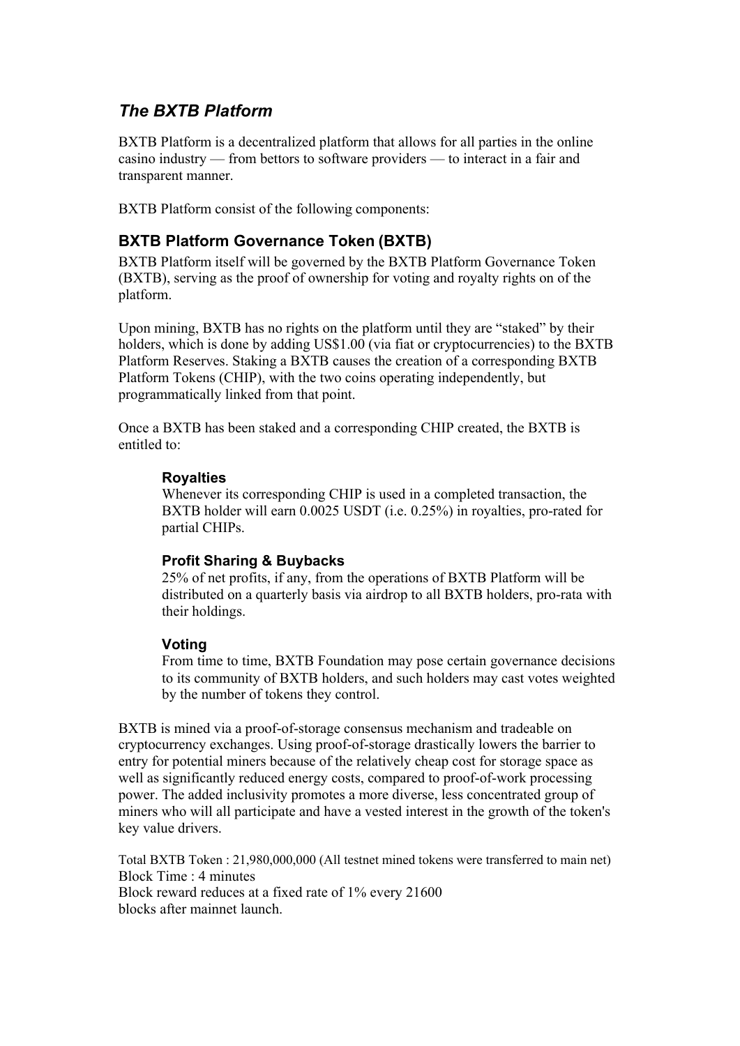## *The BXTB Platform*

BXTB Platform is a decentralized platform that allows for all parties in the online casino industry — from bettors to software providers — to interact in a fair and transparent manner.

BXTB Platform consist of the following components:

### BXTB Platform Governance Token (BXTB)

BXTB Platform itself will be governed by the BXTB Platform Governance Token (BXTB), serving as the proof of ownership for voting and royalty rights on of the platform.

Upon mining, BXTB has no rights on the platform until they are "staked" by their holders, which is done by adding US$1.00 (via fiat or cryptocurrencies) to the BXTB Platform Reserves. Staking a BXTB causes the creation of a corresponding BXTB Platform Tokens (CHIP), with the two coins operating independently, but programmatically linked from that point.

Once a BXTB has been staked and a corresponding CHIP created, the BXTB is entitled to:

> **Royalties**
> Whenever its corresponding CHIP is used in a completed transaction, the BXTB holder will earn 0.0025 USDT (i.e. 0.25%) in royalties, pro-rated for partial CHIPs.
>
> **Profit Sharing & Buybacks**
> 25% of net profits, if any, from the operations of BXTB Platform will be distributed on a quarterly basis via airdrop to all BXTB holders, pro-rata with their holdings.
>
> **Voting**
> From time to time, BXTB Foundation may pose certain governance decisions to its community of BXTB holders, and such holders may cast votes weighted by the number of tokens they control.

BXTB is mined via a proof-of-storage consensus mechanism and tradeable on cryptocurrency exchanges. Using proof-of-storage drastically lowers the barrier to entry for potential miners because of the relatively cheap cost for storage space as well as significantly reduced energy costs, compared to proof-of-work processing power. The added inclusivity promotes a more diverse, less concentrated group of miners who will all participate and have a vested interest in the growth of the token's key value drivers.

Total BXTB Token : 21,980,000,000 (All testnet mined tokens were transferred to main net)
Block Time : 4 minutes
Block reward reduces at a fixed rate of 1% every 21600 blocks after mainnet launch.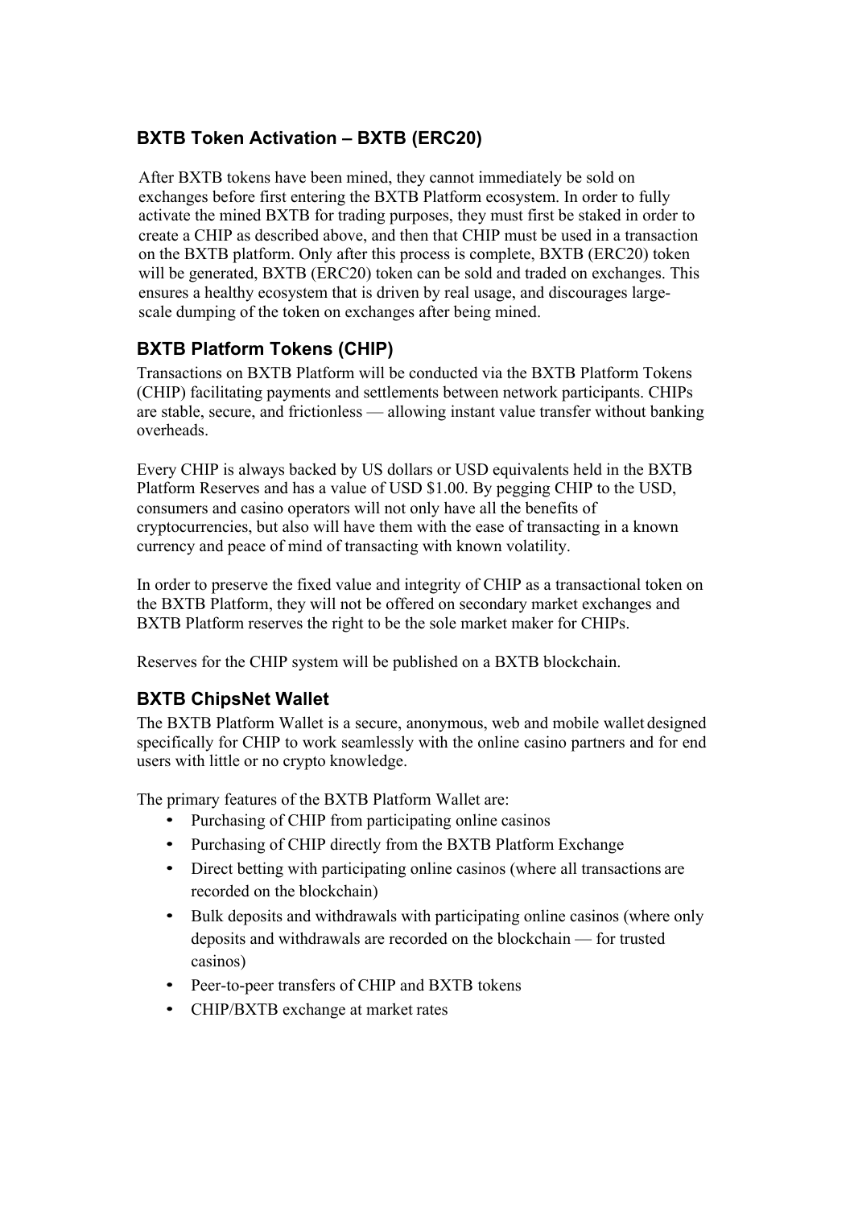## BXTB Token Activation – BXTB (ERC20)

After BXTB tokens have been mined, they cannot immediately be sold on exchanges before first entering the BXTB Platform ecosystem. In order to fully activate the mined BXTB for trading purposes, they must first be staked in order to create a CHIP as described above, and then that CHIP must be used in a transaction on the BXTB platform. Only after this process is complete, BXTB (ERC20) token will be generated, BXTB (ERC20) token can be sold and traded on exchanges. This ensures a healthy ecosystem that is driven by real usage, and discourages large-scale dumping of the token on exchanges after being mined.

## BXTB Platform Tokens (CHIP)

Transactions on BXTB Platform will be conducted via the BXTB Platform Tokens (CHIP) facilitating payments and settlements between network participants. CHIPs are stable, secure, and frictionless — allowing instant value transfer without banking overheads.

Every CHIP is always backed by US dollars or USD equivalents held in the BXTB Platform Reserves and has a value of USD $1.00. By pegging CHIP to the USD, consumers and casino operators will not only have all the benefits of cryptocurrencies, but also will have them with the ease of transacting in a known currency and peace of mind of transacting with known volatility.

In order to preserve the fixed value and integrity of CHIP as a transactional token on the BXTB Platform, they will not be offered on secondary market exchanges and BXTB Platform reserves the right to be the sole market maker for CHIPs.

Reserves for the CHIP system will be published on a BXTB blockchain.

## BXTB ChipsNet Wallet

The BXTB Platform Wallet is a secure, anonymous, web and mobile wallet designed specifically for CHIP to work seamlessly with the online casino partners and for end users with little or no crypto knowledge.

The primary features of the BXTB Platform Wallet are:

- Purchasing of CHIP from participating online casinos
- Purchasing of CHIP directly from the BXTB Platform Exchange
- Direct betting with participating online casinos (where all transactions are recorded on the blockchain)
- Bulk deposits and withdrawals with participating online casinos (where only deposits and withdrawals are recorded on the blockchain — for trusted casinos)
- Peer-to-peer transfers of CHIP and BXTB tokens
- CHIP/BXTB exchange at market rates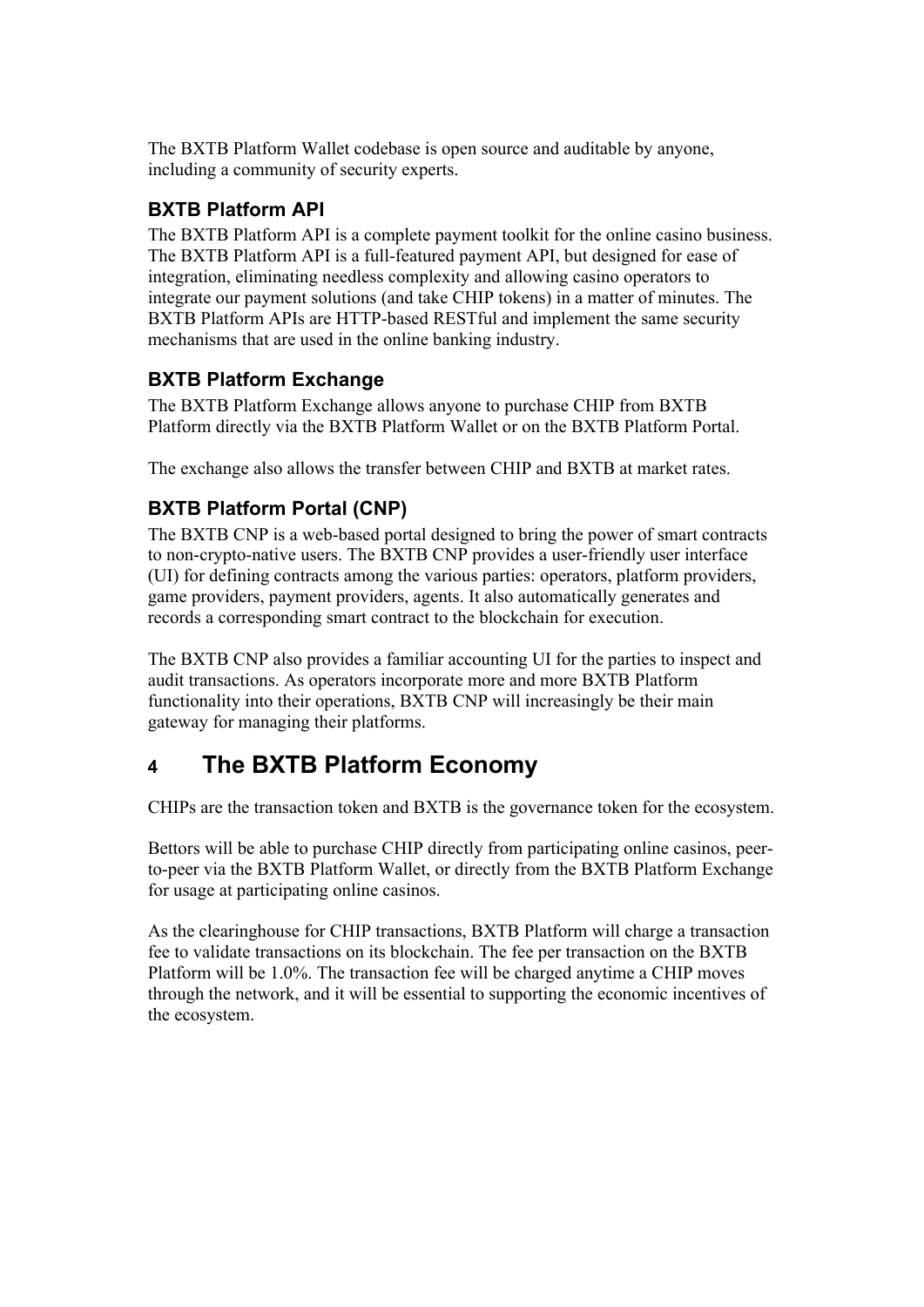The BXTB Platform Wallet codebase is open source and auditable by anyone, including a community of security experts.

### BXTB Platform API

The BXTB Platform API is a complete payment toolkit for the online casino business. The BXTB Platform API is a full-featured payment API, but designed for ease of integration, eliminating needless complexity and allowing casino operators to integrate our payment solutions (and take CHIP tokens) in a matter of minutes. The BXTB Platform APIs are HTTP-based RESTful and implement the same security mechanisms that are used in the online banking industry.

### BXTB Platform Exchange

The BXTB Platform Exchange allows anyone to purchase CHIP from BXTB Platform directly via the BXTB Platform Wallet or on the BXTB Platform Portal.

The exchange also allows the transfer between CHIP and BXTB at market rates.

### BXTB Platform Portal (CNP)

The BXTB CNP is a web-based portal designed to bring the power of smart contracts to non-crypto-native users. The BXTB CNP provides a user-friendly user interface (UI) for defining contracts among the various parties: operators, platform providers, game providers, payment providers, agents. It also automatically generates and records a corresponding smart contract to the blockchain for execution.

The BXTB CNP also provides a familiar accounting UI for the parties to inspect and audit transactions. As operators incorporate more and more BXTB Platform functionality into their operations, BXTB CNP will increasingly be their main gateway for managing their platforms.

## 4 The BXTB Platform Economy

CHIPs are the transaction token and BXTB is the governance token for the ecosystem.

Bettors will be able to purchase CHIP directly from participating online casinos, peer-to-peer via the BXTB Platform Wallet, or directly from the BXTB Platform Exchange for usage at participating online casinos.

As the clearinghouse for CHIP transactions, BXTB Platform will charge a transaction fee to validate transactions on its blockchain. The fee per transaction on the BXTB Platform will be 1.0%. The transaction fee will be charged anytime a CHIP moves through the network, and it will be essential to supporting the economic incentives of the ecosystem.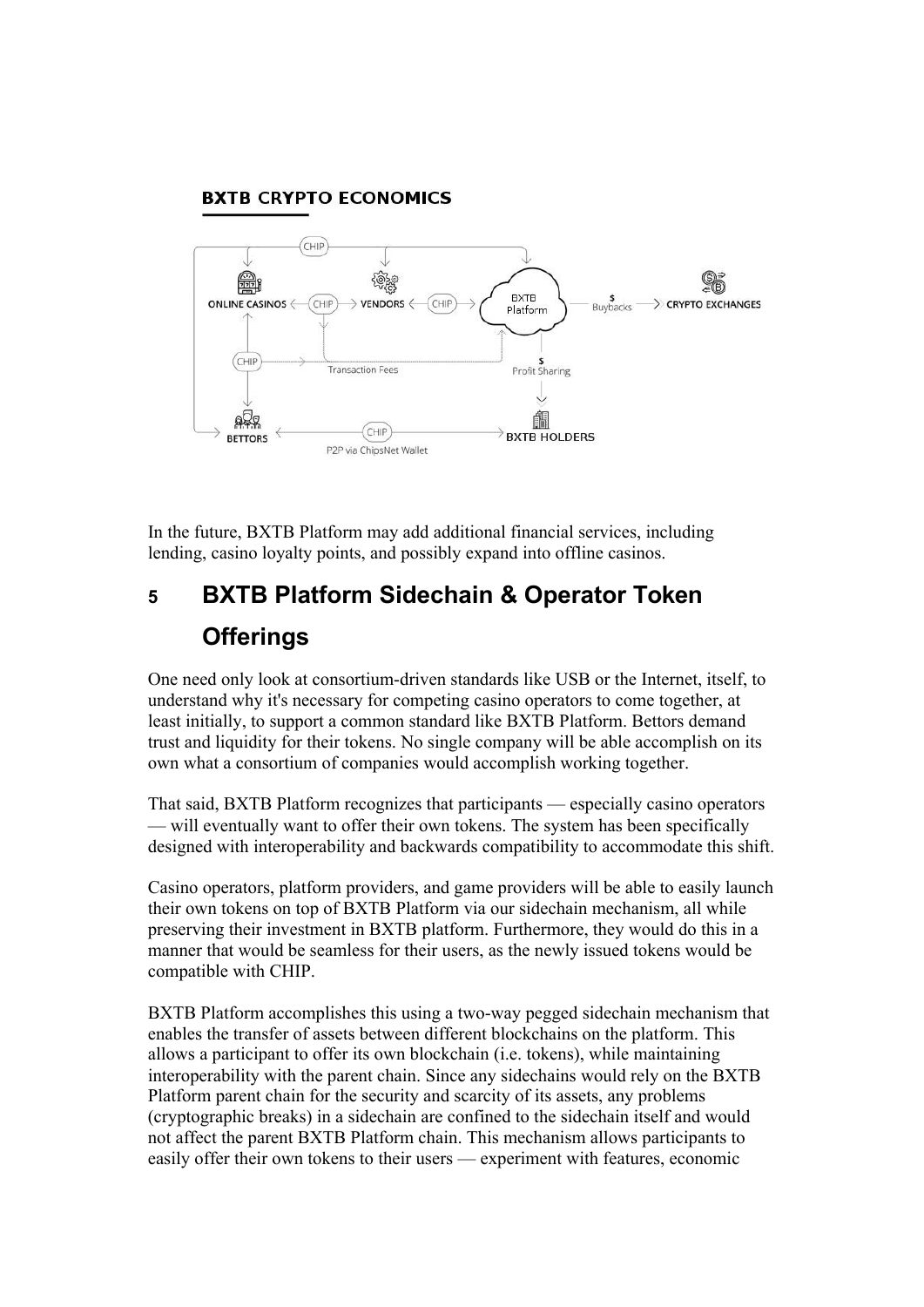**BXTB CRYPTO ECONOMICS**

In the future, BXTB Platform may add additional financial services, including lending, casino loyalty points, and possibly expand into offline casinos.

# 5 BXTB Platform Sidechain & Operator Token Offerings

One need only look at consortium-driven standards like USB or the Internet, itself, to understand why it's necessary for competing casino operators to come together, at least initially, to support a common standard like BXTB Platform. Bettors demand trust and liquidity for their tokens. No single company will be able accomplish on its own what a consortium of companies would accomplish working together.

That said, BXTB Platform recognizes that participants — especially casino operators — will eventually want to offer their own tokens. The system has been specifically designed with interoperability and backwards compatibility to accommodate this shift.

Casino operators, platform providers, and game providers will be able to easily launch their own tokens on top of BXTB Platform via our sidechain mechanism, all while preserving their investment in BXTB platform. Furthermore, they would do this in a manner that would be seamless for their users, as the newly issued tokens would be compatible with CHIP.

BXTB Platform accomplishes this using a two-way pegged sidechain mechanism that enables the transfer of assets between different blockchains on the platform. This allows a participant to offer its own blockchain (i.e. tokens), while maintaining interoperability with the parent chain. Since any sidechains would rely on the BXTB Platform parent chain for the security and scarcity of its assets, any problems (cryptographic breaks) in a sidechain are confined to the sidechain itself and would not affect the parent BXTB Platform chain. This mechanism allows participants to easily offer their own tokens to their users — experiment with features, economic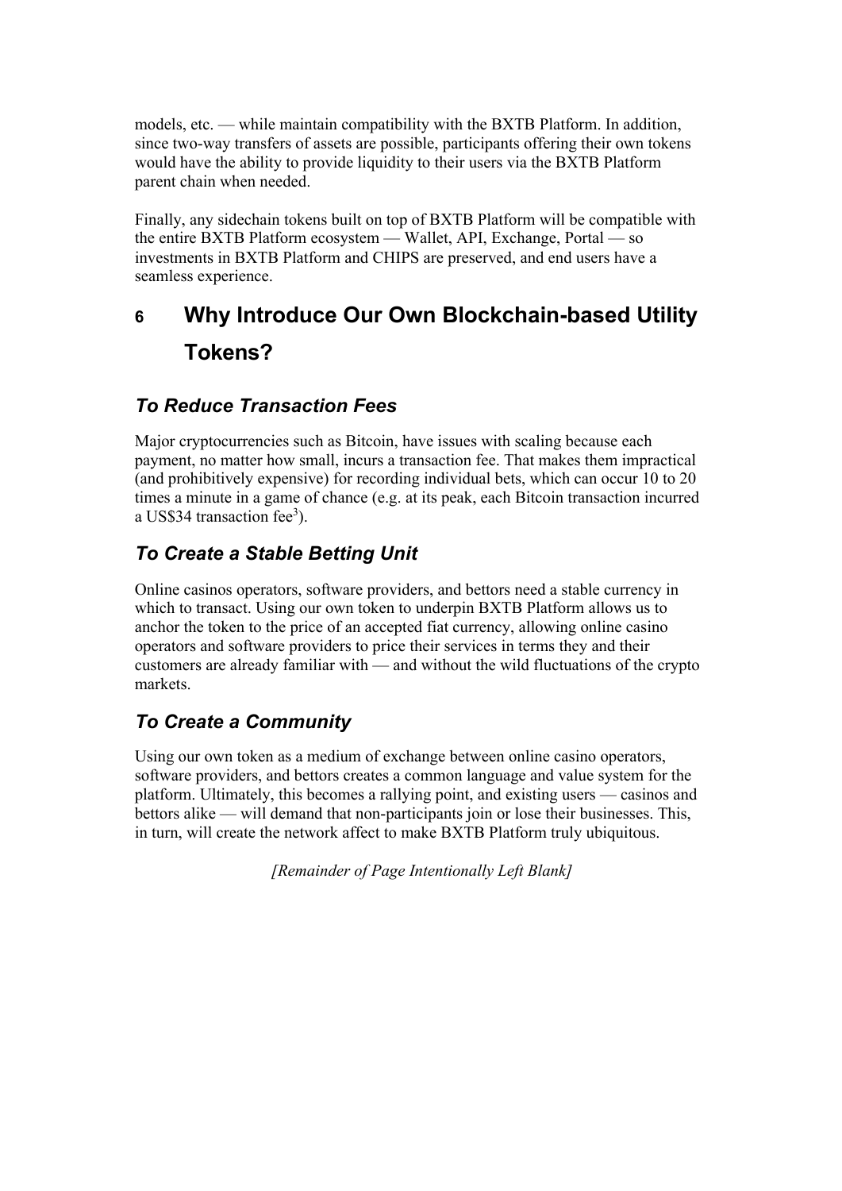models, etc. — while maintain compatibility with the BXTB Platform. In addition, since two-way transfers of assets are possible, participants offering their own tokens would have the ability to provide liquidity to their users via the BXTB Platform parent chain when needed.

Finally, any sidechain tokens built on top of BXTB Platform will be compatible with the entire BXTB Platform ecosystem — Wallet, API, Exchange, Portal — so investments in BXTB Platform and CHIPS are preserved, and end users have a seamless experience.

# 6 Why Introduce Our Own Blockchain-based Utility Tokens?

### *To Reduce Transaction Fees*

Major cryptocurrencies such as Bitcoin, have issues with scaling because each payment, no matter how small, incurs a transaction fee. That makes them impractical (and prohibitively expensive) for recording individual bets, which can occur 10 to 20 times a minute in a game of chance (e.g. at its peak, each Bitcoin transaction incurred a US$34 transaction fee[3]).

### *To Create a Stable Betting Unit*

Online casinos operators, software providers, and bettors need a stable currency in which to transact. Using our own token to underpin BXTB Platform allows us to anchor the token to the price of an accepted fiat currency, allowing online casino operators and software providers to price their services in terms they and their customers are already familiar with — and without the wild fluctuations of the crypto markets.

### *To Create a Community*

Using our own token as a medium of exchange between online casino operators, software providers, and bettors creates a common language and value system for the platform. Ultimately, this becomes a rallying point, and existing users — casinos and bettors alike — will demand that non-participants join or lose their businesses. This, in turn, will create the network affect to make BXTB Platform truly ubiquitous.

*[Remainder of Page Intentionally Left Blank]*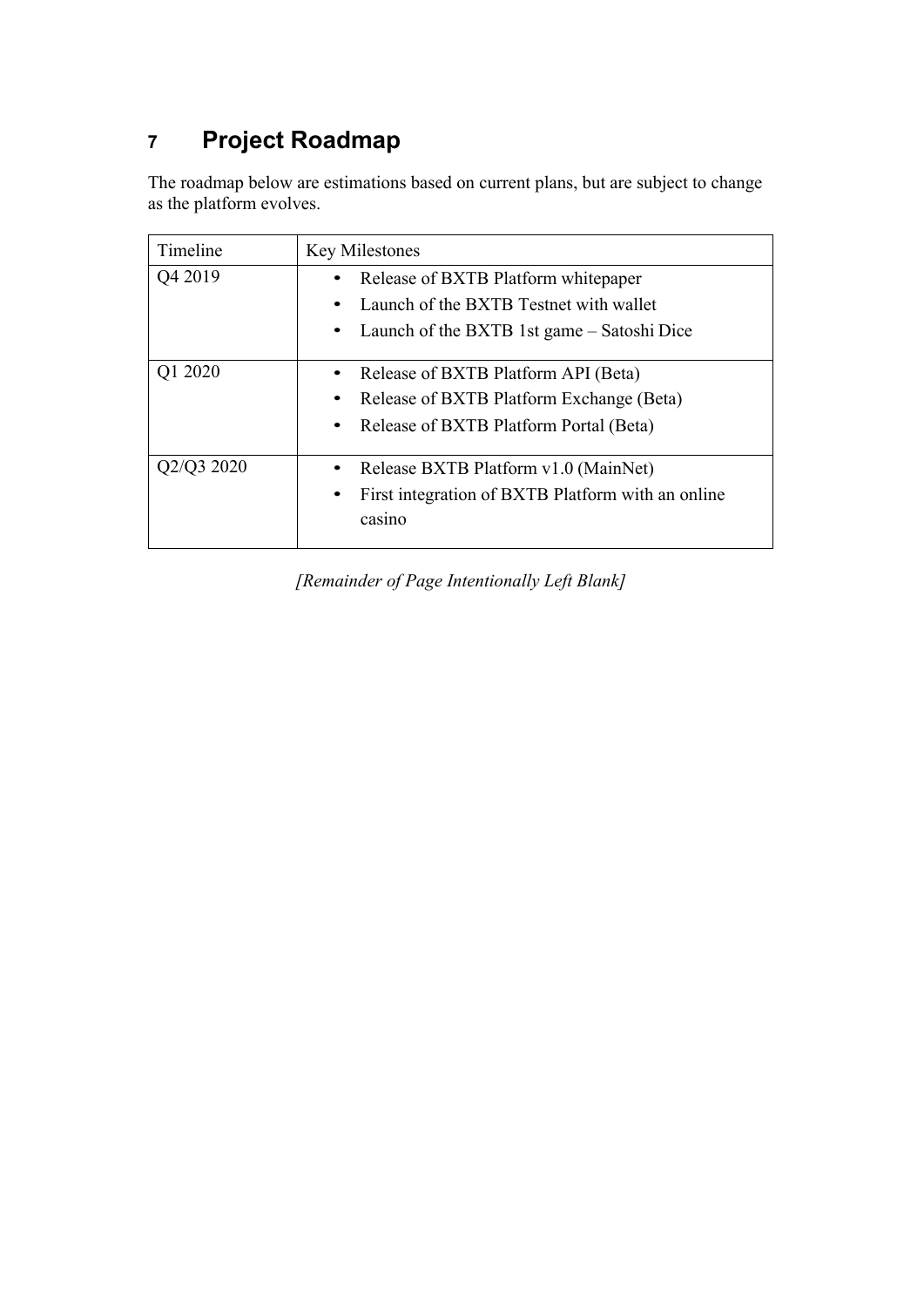# 7 Project Roadmap

The roadmap below are estimations based on current plans, but are subject to change as the platform evolves.

| Timeline | Key Milestones |
| --- | --- |
| Q4 2019 | • Release of BXTB Platform whitepaper<br>• Launch of the BXTB Testnet with wallet<br>• Launch of the BXTB 1st game – Satoshi Dice |
| Q1 2020 | • Release of BXTB Platform API (Beta)<br>• Release of BXTB Platform Exchange (Beta)<br>• Release of BXTB Platform Portal (Beta) |
| Q2/Q3 2020 | • Release BXTB Platform v1.0 (MainNet)<br>• First integration of BXTB Platform with an online casino |

*[Remainder of Page Intentionally Left Blank]*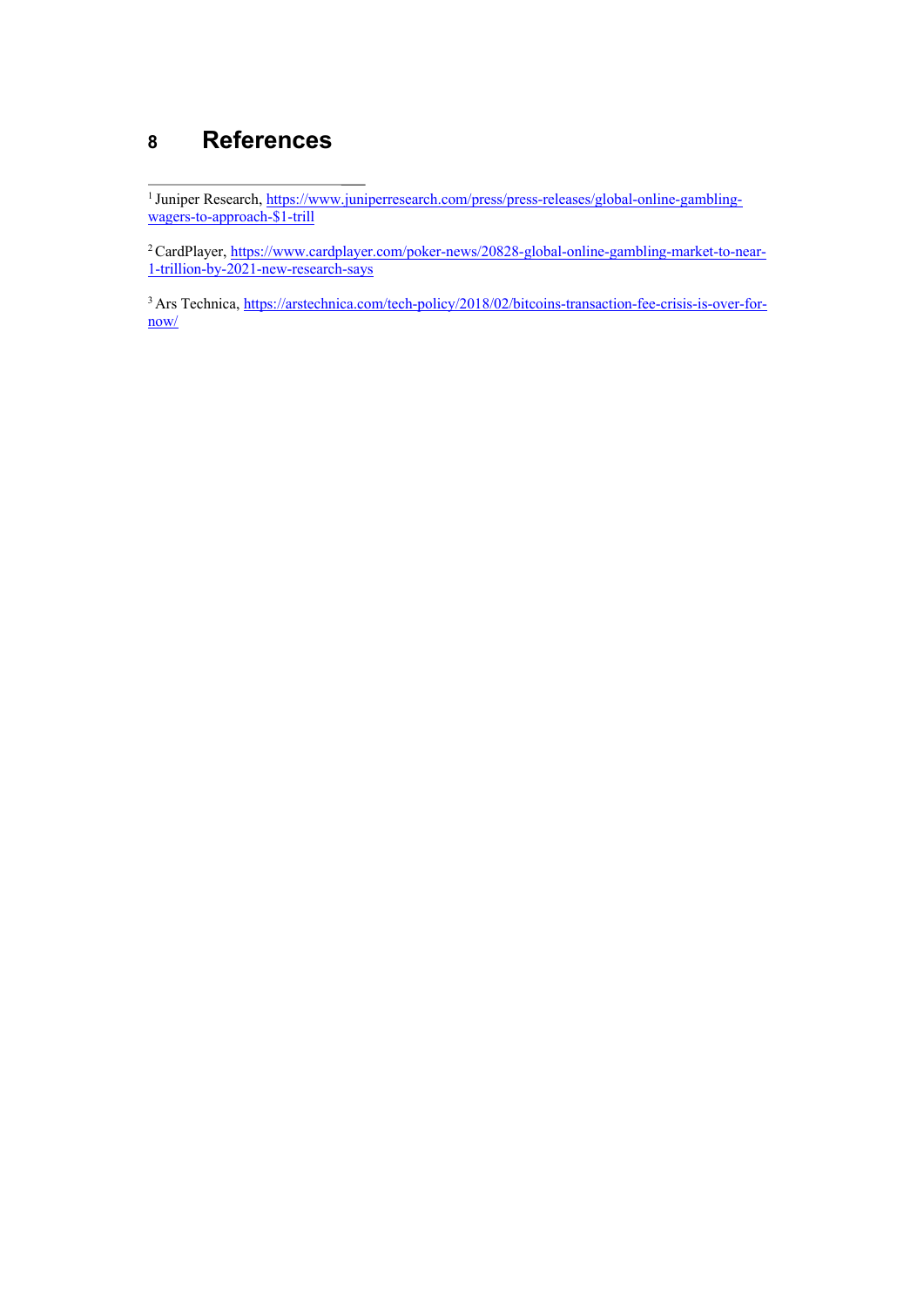# 8 References

[1] Juniper Research, https://www.juniperresearch.com/press/press-releases/global-online-gambling-wagers-to-approach-$1-trill

[2] CardPlayer, https://www.cardplayer.com/poker-news/20828-global-online-gambling-market-to-near-1-trillion-by-2021-new-research-says

[3] Ars Technica, https://arstechnica.com/tech-policy/2018/02/bitcoins-transaction-fee-crisis-is-over-for-now/